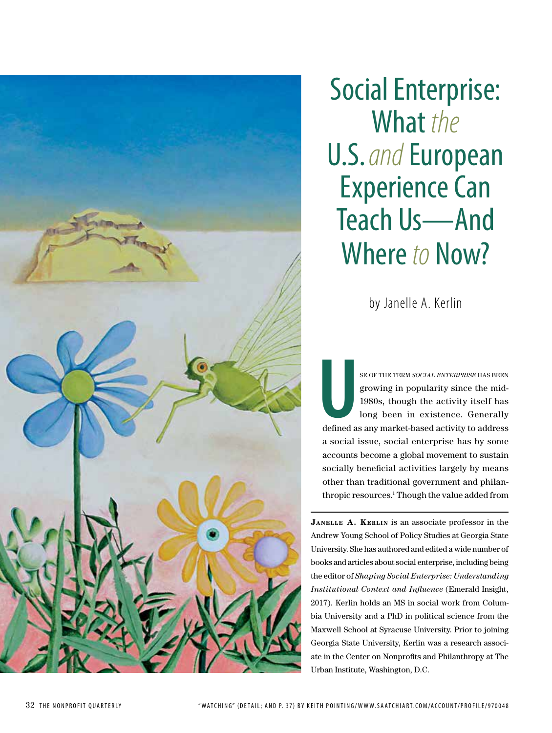# Social Enterprise: What *the* U.S. *and* European Experience Can Teach Us—And Where *to* Now?

by Janelle A. Kerlin

Use of the term *social enterprise* has been growing in popularity since the mid-1980s, though the activity itself has long been in existence. Generally defined as any market-based activity to address a social issue, social enterprise has by some accounts become a global movement to sustain socially beneficial activities largely by means other than traditional government and philanthropic resources.[1] Though the value added from

**Janelle A. Kerlin** is an associate professor in the Andrew Young School of Policy Studies at Georgia State University. She has authored and edited a wide number of books and articles about social enterprise, including being the editor of *Shaping Social Enterprise: Understanding Institutional Context and Influence* (Emerald Insight, 2017). Kerlin holds an MS in social work from Columbia University and a PhD in political science from the Maxwell School at Syracuse University. Prior to joining Georgia State University, Kerlin was a research associate in the Center on Nonprofits and Philanthropy at The Urban Institute, Washington, D.C.

"WATCHING" (DETAIL; AND P. 37) BY KEITH POINTING/WWW.SAATCHIART.COM/ACCOUNT/PROFILE/970048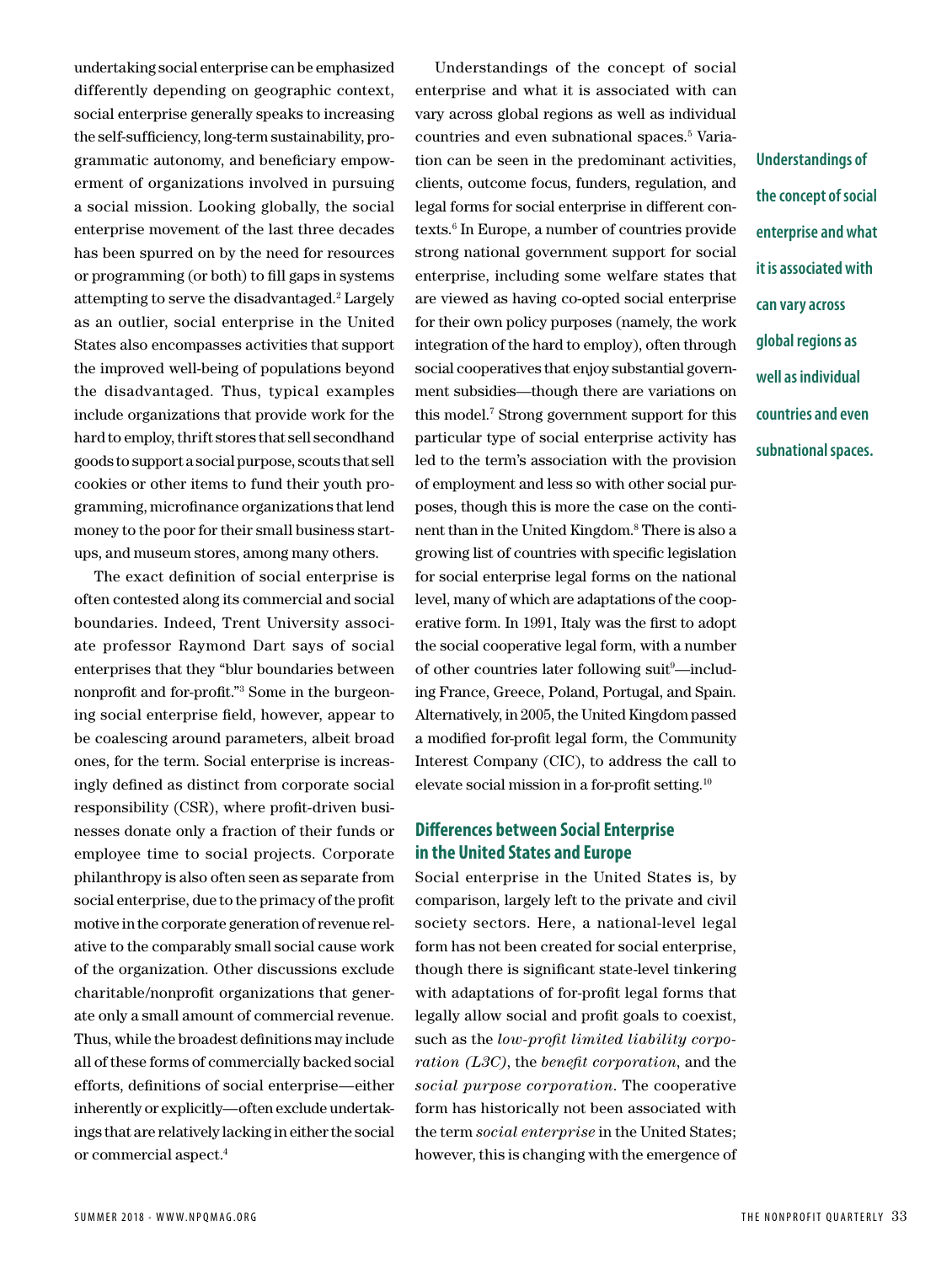undertaking social enterprise can be emphasized differently depending on geographic context, social enterprise generally speaks to increasing the self-sufficiency, long-term sustainability, programmatic autonomy, and beneficiary empowerment of organizations involved in pursuing a social mission. Looking globally, the social enterprise movement of the last three decades has been spurred on by the need for resources or programming (or both) to fill gaps in systems attempting to serve the disadvantaged.[2] Largely as an outlier, social enterprise in the United States also encompasses activities that support the improved well-being of populations beyond the disadvantaged. Thus, typical examples include organizations that provide work for the hard to employ, thrift stores that sell secondhand goods to support a social purpose, scouts that sell cookies or other items to fund their youth programming, microfinance organizations that lend money to the poor for their small business startups, and museum stores, among many others.

The exact definition of social enterprise is often contested along its commercial and social boundaries. Indeed, Trent University associate professor Raymond Dart says of social enterprises that they "blur boundaries between nonprofit and for-profit."[3] Some in the burgeoning social enterprise field, however, appear to be coalescing around parameters, albeit broad ones, for the term. Social enterprise is increasingly defined as distinct from corporate social responsibility (CSR), where profit-driven businesses donate only a fraction of their funds or employee time to social projects. Corporate philanthropy is also often seen as separate from social enterprise, due to the primacy of the profit motive in the corporate generation of revenue relative to the comparably small social cause work of the organization. Other discussions exclude charitable/nonprofit organizations that generate only a small amount of commercial revenue. Thus, while the broadest definitions may include all of these forms of commercially backed social efforts, definitions of social enterprise—either inherently or explicitly—often exclude undertakings that are relatively lacking in either the social or commercial aspect.[4]

Understandings of the concept of social enterprise and what it is associated with can vary across global regions as well as individual countries and even subnational spaces.[5] Variation can be seen in the predominant activities, clients, outcome focus, funders, regulation, and legal forms for social enterprise in different contexts.[6] In Europe, a number of countries provide strong national government support for social enterprise, including some welfare states that are viewed as having co-opted social enterprise for their own policy purposes (namely, the work integration of the hard to employ), often through social cooperatives that enjoy substantial government subsidies—though there are variations on this model.[7] Strong government support for this particular type of social enterprise activity has led to the term's association with the provision of employment and less so with other social purposes, though this is more the case on the continent than in the United Kingdom.[8] There is also a growing list of countries with specific legislation for social enterprise legal forms on the national level, many of which are adaptations of the cooperative form. In 1991, Italy was the first to adopt the social cooperative legal form, with a number of other countries later following suit[9]—including France, Greece, Poland, Portugal, and Spain. Alternatively, in 2005, the United Kingdom passed a modified for-profit legal form, the Community Interest Company (CIC), to address the call to elevate social mission in a for-profit setting.[10]

**Understandings of the concept of social enterprise and what it is associated with can vary across global regions as well as individual countries and even subnational spaces.**

## Differences between Social Enterprise in the United States and Europe

Social enterprise in the United States is, by comparison, largely left to the private and civil society sectors. Here, a national-level legal form has not been created for social enterprise, though there is significant state-level tinkering with adaptations of for-profit legal forms that legally allow social and profit goals to coexist, such as the *low-profit limited liability corporation (L3C)*, the *benefit corporation*, and the *social purpose corporation*. The cooperative form has historically not been associated with the term *social enterprise* in the United States; however, this is changing with the emergence of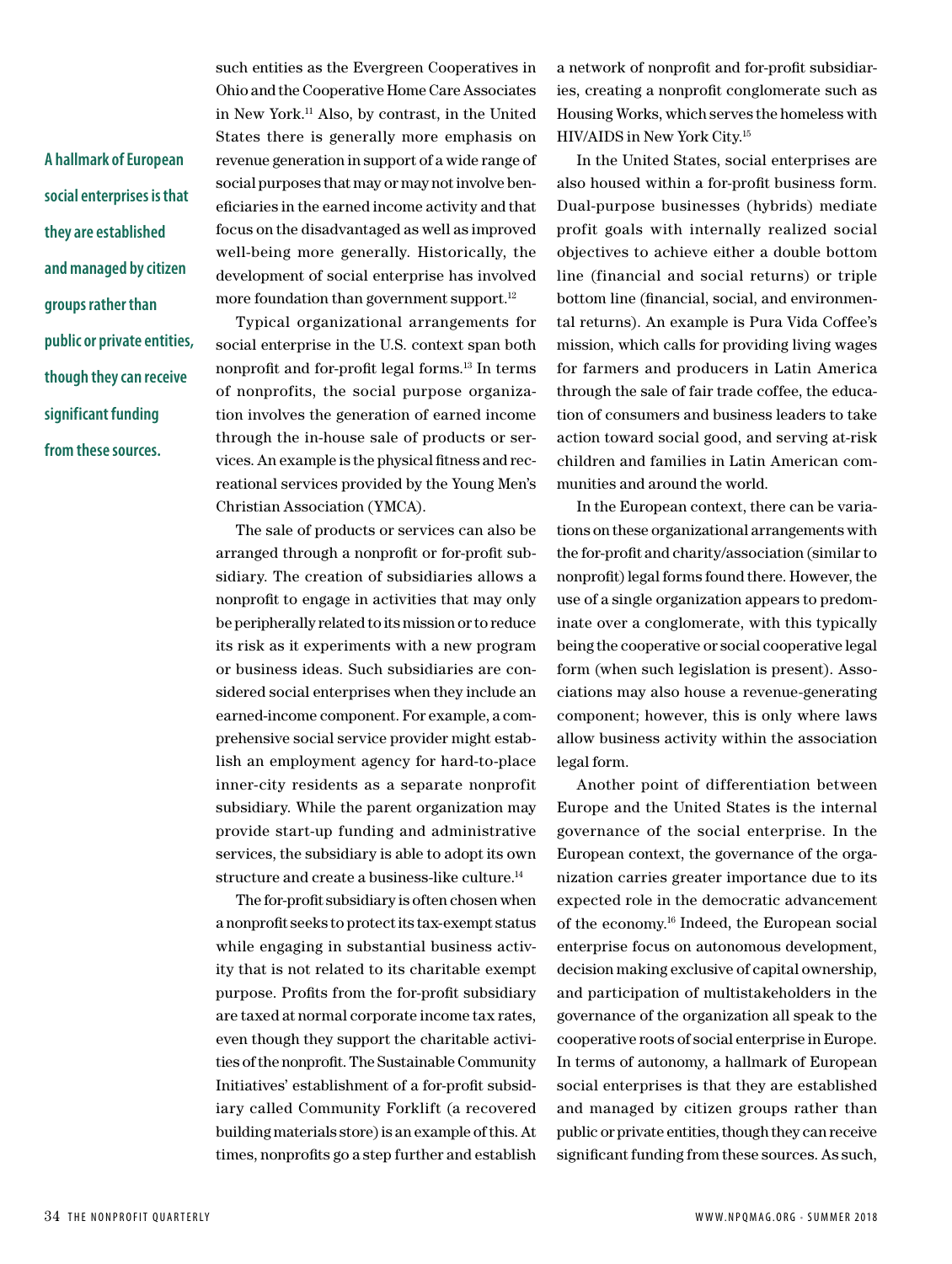such entities as the Evergreen Cooperatives in Ohio and the Cooperative Home Care Associates in New York.[11] Also, by contrast, in the United States there is generally more emphasis on revenue generation in support of a wide range of social purposes that may or may not involve beneficiaries in the earned income activity and that focus on the disadvantaged as well as improved well-being more generally. Historically, the development of social enterprise has involved more foundation than government support.[12]

Typical organizational arrangements for social enterprise in the U.S. context span both nonprofit and for-profit legal forms.[13] In terms of nonprofits, the social purpose organization involves the generation of earned income through the in-house sale of products or services. An example is the physical fitness and recreational services provided by the Young Men's Christian Association (YMCA).

The sale of products or services can also be arranged through a nonprofit or for-profit subsidiary. The creation of subsidiaries allows a nonprofit to engage in activities that may only be peripherally related to its mission or to reduce its risk as it experiments with a new program or business ideas. Such subsidiaries are considered social enterprises when they include an earned-income component. For example, a comprehensive social service provider might establish an employment agency for hard-to-place inner-city residents as a separate nonprofit subsidiary. While the parent organization may provide start-up funding and administrative services, the subsidiary is able to adopt its own structure and create a business-like culture.[14]

The for-profit subsidiary is often chosen when a nonprofit seeks to protect its tax-exempt status while engaging in substantial business activity that is not related to its charitable exempt purpose. Profits from the for-profit subsidiary are taxed at normal corporate income tax rates, even though they support the charitable activities of the nonprofit. The Sustainable Community Initiatives' establishment of a for-profit subsidiary called Community Forklift (a recovered building materials store) is an example of this. At times, nonprofits go a step further and establish a network of nonprofit and for-profit subsidiaries, creating a nonprofit conglomerate such as Housing Works, which serves the homeless with HIV/AIDS in New York City.[15]

In the United States, social enterprises are also housed within a for-profit business form. Dual-purpose businesses (hybrids) mediate profit goals with internally realized social objectives to achieve either a double bottom line (financial and social returns) or triple bottom line (financial, social, and environmental returns). An example is Pura Vida Coffee's mission, which calls for providing living wages for farmers and producers in Latin America through the sale of fair trade coffee, the education of consumers and business leaders to take action toward social good, and serving at-risk children and families in Latin American communities and around the world.

In the European context, there can be variations on these organizational arrangements with the for-profit and charity/association (similar to nonprofit) legal forms found there. However, the use of a single organization appears to predominate over a conglomerate, with this typically being the cooperative or social cooperative legal form (when such legislation is present). Associations may also house a revenue-generating component; however, this is only where laws allow business activity within the association legal form.

Another point of differentiation between Europe and the United States is the internal governance of the social enterprise. In the European context, the governance of the organization carries greater importance due to its expected role in the democratic advancement of the economy.[16] Indeed, the European social enterprise focus on autonomous development, decision making exclusive of capital ownership, and participation of multistakeholders in the governance of the organization all speak to the cooperative roots of social enterprise in Europe. In terms of autonomy, a hallmark of European social enterprises is that they are established and managed by citizen groups rather than public or private entities, though they can receive significant funding from these sources. As such,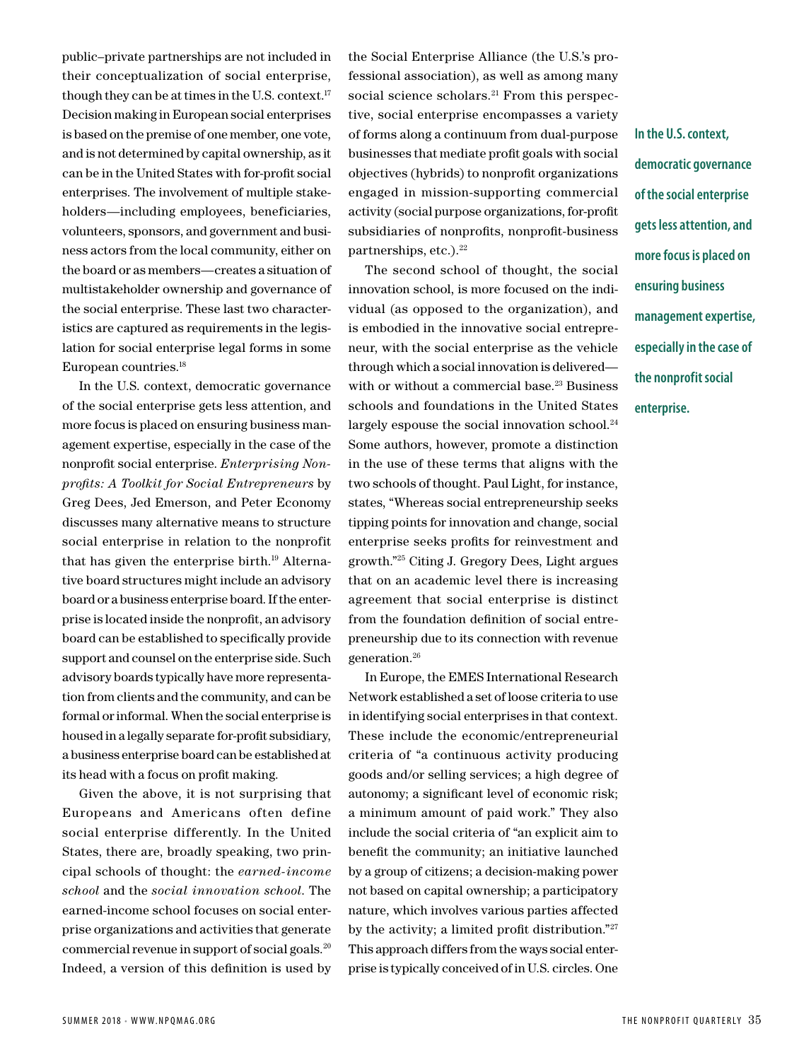public–private partnerships are not included in their conceptualization of social enterprise, though they can be at times in the U.S. context.[17] Decision making in European social enterprises is based on the premise of one member, one vote, and is not determined by capital ownership, as it can be in the United States with for-profit social enterprises. The involvement of multiple stakeholders—including employees, beneficiaries, volunteers, sponsors, and government and business actors from the local community, either on the board or as members—creates a situation of multistakeholder ownership and governance of the social enterprise. These last two characteristics are captured as requirements in the legislation for social enterprise legal forms in some European countries.[18]

In the U.S. context, democratic governance of the social enterprise gets less attention, and more focus is placed on ensuring business management expertise, especially in the case of the nonprofit social enterprise. *Enterprising Nonprofits: A Toolkit for Social Entrepreneurs* by Greg Dees, Jed Emerson, and Peter Economy discusses many alternative means to structure social enterprise in relation to the nonprofit that has given the enterprise birth.[19] Alternative board structures might include an advisory board or a business enterprise board. If the enterprise is located inside the nonprofit, an advisory board can be established to specifically provide support and counsel on the enterprise side. Such advisory boards typically have more representation from clients and the community, and can be formal or informal. When the social enterprise is housed in a legally separate for-profit subsidiary, a business enterprise board can be established at its head with a focus on profit making.

Given the above, it is not surprising that Europeans and Americans often define social enterprise differently. In the United States, there are, broadly speaking, two principal schools of thought: the *earned-income school* and the *social innovation school*. The earned-income school focuses on social enterprise organizations and activities that generate commercial revenue in support of social goals.[20] Indeed, a version of this definition is used by the Social Enterprise Alliance (the U.S.'s professional association), as well as among many social science scholars.[21] From this perspective, social enterprise encompasses a variety of forms along a continuum from dual-purpose businesses that mediate profit goals with social objectives (hybrids) to nonprofit organizations engaged in mission-supporting commercial activity (social purpose organizations, for-profit subsidiaries of nonprofits, nonprofit-business partnerships, etc.).[22]

The second school of thought, the social innovation school, is more focused on the individual (as opposed to the organization), and is embodied in the innovative social entrepreneur, with the social enterprise as the vehicle through which a social innovation is delivered—with or without a commercial base.[23] Business schools and foundations in the United States largely espouse the social innovation school.[24] Some authors, however, promote a distinction in the use of these terms that aligns with the two schools of thought. Paul Light, for instance, states, "Whereas social entrepreneurship seeks tipping points for innovation and change, social enterprise seeks profits for reinvestment and growth."[25] Citing J. Gregory Dees, Light argues that on an academic level there is increasing agreement that social enterprise is distinct from the foundation definition of social entrepreneurship due to its connection with revenue generation.[26]

In Europe, the EMES International Research Network established a set of loose criteria to use in identifying social enterprises in that context. These include the economic/entrepreneurial criteria of "a continuous activity producing goods and/or selling services; a high degree of autonomy; a significant level of economic risk; a minimum amount of paid work." They also include the social criteria of "an explicit aim to benefit the community; an initiative launched by a group of citizens; a decision-making power not based on capital ownership; a participatory nature, which involves various parties affected by the activity; a limited profit distribution."[27] This approach differs from the ways social enterprise is typically conceived of in U.S. circles. One

**In the U.S. context, democratic governance of the social enterprise gets less attention, and more focus is placed on ensuring business management expertise, especially in the case of the nonprofit social enterprise.**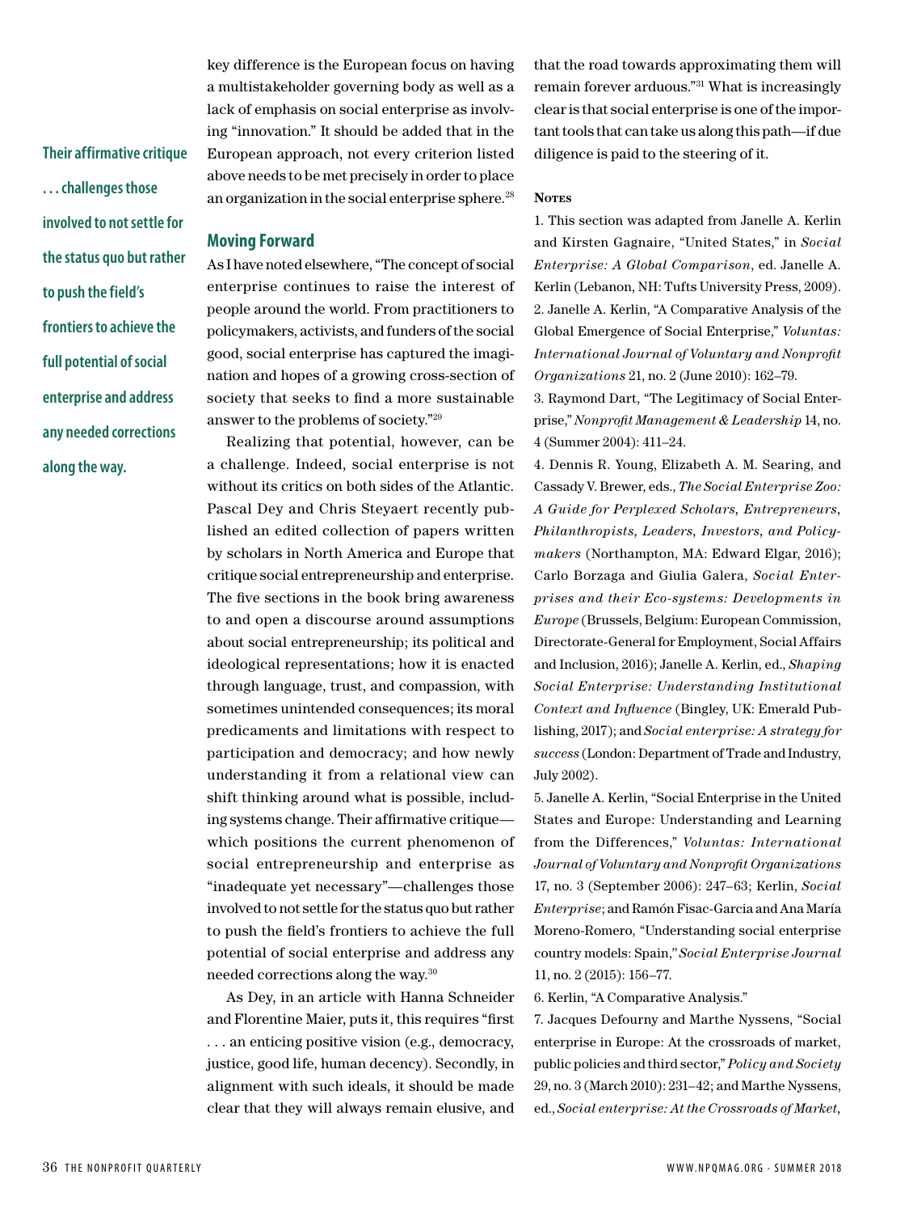key difference is the European focus on having a multistakeholder governing body as well as a lack of emphasis on social enterprise as involving "innovation." It should be added that in the European approach, not every criterion listed above needs to be met precisely in order to place an organization in the social enterprise sphere.[28]

**Their affirmative critique . . . challenges those involved to not settle for the status quo but rather to push the field's frontiers to achieve the full potential of social enterprise and address any needed corrections along the way.**

## Moving Forward

As I have noted elsewhere, "The concept of social enterprise continues to raise the interest of people around the world. From practitioners to policymakers, activists, and funders of the social good, social enterprise has captured the imagination and hopes of a growing cross-section of society that seeks to find a more sustainable answer to the problems of society."[29]

Realizing that potential, however, can be a challenge. Indeed, social enterprise is not without its critics on both sides of the Atlantic. Pascal Dey and Chris Steyaert recently published an edited collection of papers written by scholars in North America and Europe that critique social entrepreneurship and enterprise. The five sections in the book bring awareness to and open a discourse around assumptions about social entrepreneurship; its political and ideological representations; how it is enacted through language, trust, and compassion, with sometimes unintended consequences; its moral predicaments and limitations with respect to participation and democracy; and how newly understanding it from a relational view can shift thinking around what is possible, including systems change. Their affirmative critique—which positions the current phenomenon of social entrepreneurship and enterprise as "inadequate yet necessary"—challenges those involved to not settle for the status quo but rather to push the field's frontiers to achieve the full potential of social enterprise and address any needed corrections along the way.[30]

As Dey, in an article with Hanna Schneider and Florentine Maier, puts it, this requires "first . . . an enticing positive vision (e.g., democracy, justice, good life, human decency). Secondly, in alignment with such ideals, it should be made clear that they will always remain elusive, and that the road towards approximating them will remain forever arduous."[31] What is increasingly clear is that social enterprise is one of the important tools that can take us along this path—if due diligence is paid to the steering of it.

### Notes

1. This section was adapted from Janelle A. Kerlin and Kirsten Gagnaire, "United States," in *Social Enterprise: A Global Comparison*, ed. Janelle A. Kerlin (Lebanon, NH: Tufts University Press, 2009).
2. Janelle A. Kerlin, "A Comparative Analysis of the Global Emergence of Social Enterprise," *Voluntas: International Journal of Voluntary and Nonprofit Organizations* 21, no. 2 (June 2010): 162–79.
3. Raymond Dart, "The Legitimacy of Social Enterprise," *Nonprofit Management & Leadership* 14, no. 4 (Summer 2004): 411–24.
4. Dennis R. Young, Elizabeth A. M. Searing, and Cassady V. Brewer, eds., *The Social Enterprise Zoo: A Guide for Perplexed Scholars, Entrepreneurs, Philanthropists, Leaders, Investors, and Policymakers* (Northampton, MA: Edward Elgar, 2016); Carlo Borzaga and Giulia Galera, *Social Enterprises and their Eco-systems: Developments in Europe* (Brussels, Belgium: European Commission, Directorate-General for Employment, Social Affairs and Inclusion, 2016); Janelle A. Kerlin, ed., *Shaping Social Enterprise: Understanding Institutional Context and Influence* (Bingley, UK: Emerald Publishing, 2017); and *Social enterprise: A strategy for success* (London: Department of Trade and Industry, July 2002).
5. Janelle A. Kerlin, "Social Enterprise in the United States and Europe: Understanding and Learning from the Differences," *Voluntas: International Journal of Voluntary and Nonprofit Organizations* 17, no. 3 (September 2006): 247–63; Kerlin, *Social Enterprise*; and Ramón Fisac-Garcia and Ana María Moreno-Romero, "Understanding social enterprise country models: Spain," *Social Enterprise Journal* 11, no. 2 (2015): 156–77.
6. Kerlin, "A Comparative Analysis."
7. Jacques Defourny and Marthe Nyssens, "Social enterprise in Europe: At the crossroads of market, public policies and third sector," *Policy and Society* 29, no. 3 (March 2010): 231–42; and Marthe Nyssens, ed., *Social enterprise: At the Crossroads of Market,*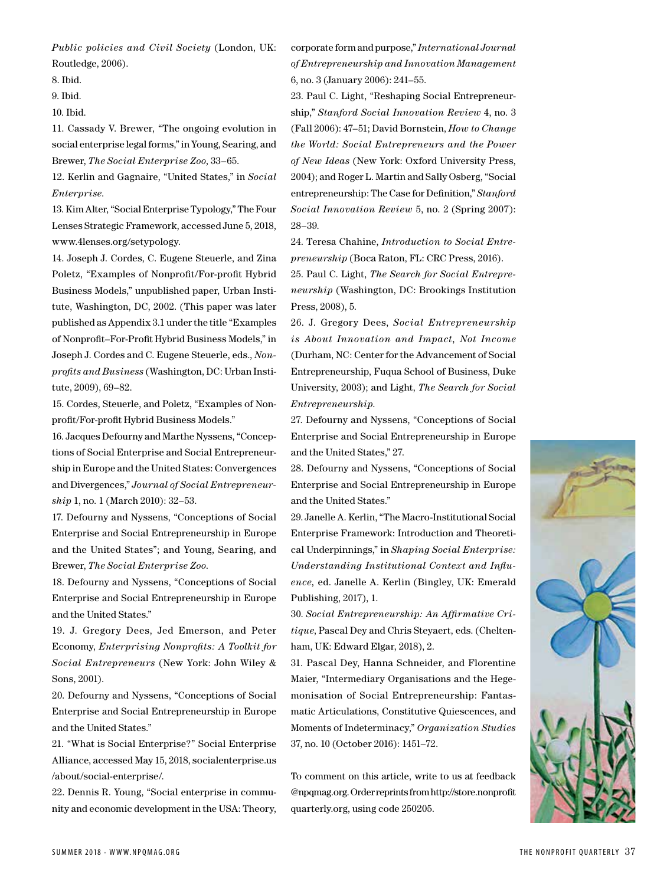*Public policies and Civil Society* (London, UK: Routledge, 2006).

8. Ibid.

9. Ibid.

10. Ibid.

11. Cassady V. Brewer, "The ongoing evolution in social enterprise legal forms," in Young, Searing, and Brewer, *The Social Enterprise Zoo*, 33–65.

12. Kerlin and Gagnaire, "United States," in *Social Enterprise*.

13. Kim Alter, "Social Enterprise Typology," The Four Lenses Strategic Framework, accessed June 5, 2018, www.4lenses.org/setypology.

14. Joseph J. Cordes, C. Eugene Steuerle, and Zina Poletz, "Examples of Nonprofit/For-profit Hybrid Business Models," unpublished paper, Urban Institute, Washington, DC, 2002. (This paper was later published as Appendix 3.1 under the title "Examples of Nonprofit–For-Profit Hybrid Business Models," in Joseph J. Cordes and C. Eugene Steuerle, eds., *Nonprofits and Business* (Washington, DC: Urban Institute, 2009), 69–82.

15. Cordes, Steuerle, and Poletz, "Examples of Nonprofit/For-profit Hybrid Business Models."

16. Jacques Defourny and Marthe Nyssens, "Conceptions of Social Enterprise and Social Entrepreneurship in Europe and the United States: Convergences and Divergences," *Journal of Social Entrepreneurship* 1, no. 1 (March 2010): 32–53.

17. Defourny and Nyssens, "Conceptions of Social Enterprise and Social Entrepreneurship in Europe and the United States"; and Young, Searing, and Brewer, *The Social Enterprise Zoo*.

18. Defourny and Nyssens, "Conceptions of Social Enterprise and Social Entrepreneurship in Europe and the United States."

19. J. Gregory Dees, Jed Emerson, and Peter Economy, *Enterprising Nonprofits: A Toolkit for Social Entrepreneurs* (New York: John Wiley & Sons, 2001).

20. Defourny and Nyssens, "Conceptions of Social Enterprise and Social Entrepreneurship in Europe and the United States."

21. "What is Social Enterprise?" Social Enterprise Alliance, accessed May 15, 2018, socialenterprise.us/about/social-enterprise/.

22. Dennis R. Young, "Social enterprise in community and economic development in the USA: Theory, corporate form and purpose," *International Journal of Entrepreneurship and Innovation Management* 6, no. 3 (January 2006): 241–55.

23. Paul C. Light, "Reshaping Social Entrepreneurship," *Stanford Social Innovation Review* 4, no. 3 (Fall 2006): 47–51; David Bornstein, *How to Change the World: Social Entrepreneurs and the Power of New Ideas* (New York: Oxford University Press, 2004); and Roger L. Martin and Sally Osberg, "Social entrepreneurship: The Case for Definition," *Stanford Social Innovation Review* 5, no. 2 (Spring 2007): 28–39.

24. Teresa Chahine, *Introduction to Social Entrepreneurship* (Boca Raton, FL: CRC Press, 2016).

25. Paul C. Light, *The Search for Social Entrepreneurship* (Washington, DC: Brookings Institution Press, 2008), 5.

26. J. Gregory Dees, *Social Entrepreneurship is About Innovation and Impact, Not Income* (Durham, NC: Center for the Advancement of Social Entrepreneurship, Fuqua School of Business, Duke University, 2003); and Light, *The Search for Social Entrepreneurship.*

27. Defourny and Nyssens, "Conceptions of Social Enterprise and Social Entrepreneurship in Europe and the United States," 27.

28. Defourny and Nyssens, "Conceptions of Social Enterprise and Social Entrepreneurship in Europe and the United States."

29. Janelle A. Kerlin, "The Macro-Institutional Social Enterprise Framework: Introduction and Theoretical Underpinnings," in *Shaping Social Enterprise: Understanding Institutional Context and Influence*, ed. Janelle A. Kerlin (Bingley, UK: Emerald Publishing, 2017), 1.

30. *Social Entrepreneurship: An Affirmative Critique*, Pascal Dey and Chris Steyaert, eds. (Cheltenham, UK: Edward Elgar, 2018), 2.

31. Pascal Dey, Hanna Schneider, and Florentine Maier, "Intermediary Organisations and the Hegemonisation of Social Entrepreneurship: Fantasmatic Articulations, Constitutive Quiescences, and Moments of Indeterminacy," *Organization Studies* 37, no. 10 (October 2016): 1451–72.

To comment on this article, write to us at feedback@npqmag.org. Order reprints from http://store.nonprofitquarterly.org, using code 250205.